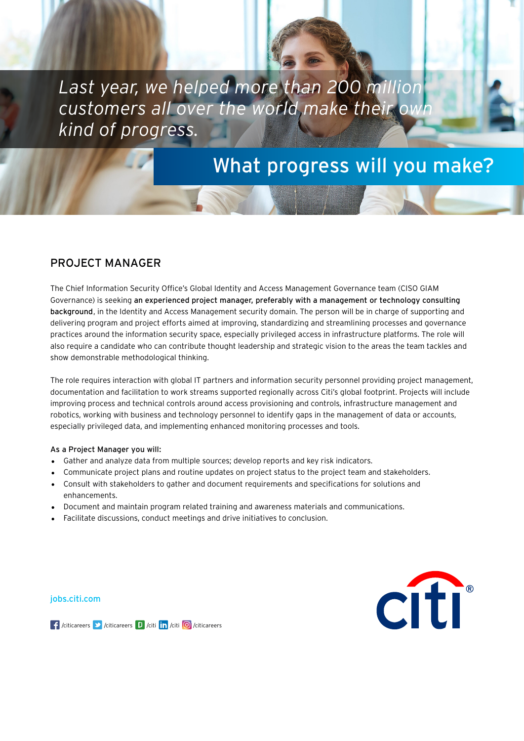*Last year, we helped more than 200 million customers all over the world make their own kind of progress.*

## What progress will you make?

# PROJECT MANAGER

The Chief Information Security Office's Global Identity and Access Management Governance team (CISO GIAM Governance) is seeking **an experienced project manager, preferably with a management or technology consulting background**, in the Identity and Access Management security domain. The person will be in charge of supporting and delivering program and project efforts aimed at improving, standardizing and streamlining processes and governance practices around the information security space, especially privileged access in infrastructure platforms. The role will also require a candidate who can contribute thought leadership and strategic vision to the areas the team tackles and show demonstrable methodological thinking.

The role requires interaction with global IT partners and information security personnel providing project management, documentation and facilitation to work streams supported regionally across Citi's global footprint. Projects will include improving process and technical controls around access provisioning and controls, infrastructure management and robotics, working with business and technology personnel to identify gaps in the management of data or accounts, especially privileged data, and implementing enhanced monitoring processes and tools.

**As a Project Manager you will:**

- Gather and analyze data from multiple sources; develop reports and key risk indicators.
- Communicate project plans and routine updates on project status to the project team and stakeholders.
- Consult with stakeholders to gather and document requirements and specifications for solutions and enhancements.
- Document and maintain program related training and awareness materials and communications.
- Facilitate discussions, conduct meetings and drive initiatives to conclusion.

jobs.citi.com

/citicareers /citicareers /citi /citi /citicareers

citi®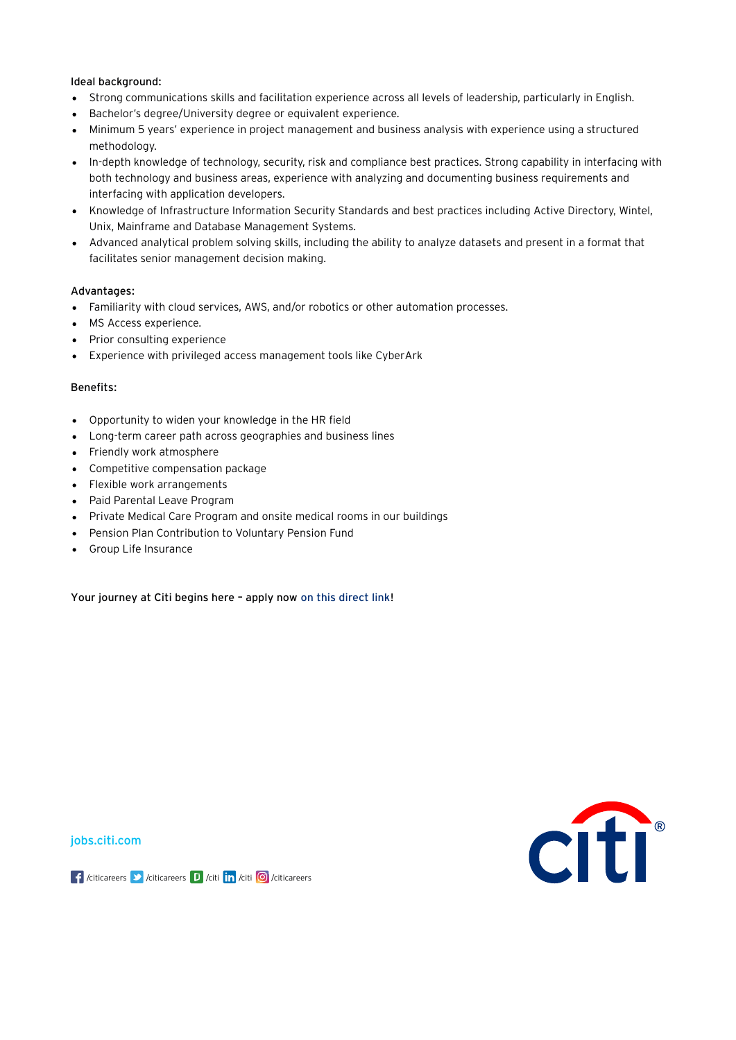Ideal background:

- Strong communications skills and facilitation experience across all levels of leadership, particularly in English.
- Bachelor's degree/University degree or equivalent experience.
- Minimum 5 years' experience in project management and business analysis with experience using a structured methodology.
- In-depth knowledge of technology, security, risk and compliance best practices. Strong capability in interfacing with both technology and business areas, experience with analyzing and documenting business requirements and interfacing with application developers.
- Knowledge of Infrastructure Information Security Standards and best practices including Active Directory, Wintel, Unix, Mainframe and Database Management Systems.
- Advanced analytical problem solving skills, including the ability to analyze datasets and present in a format that facilitates senior management decision making.

Advantages:

- Familiarity with cloud services, AWS, and/or robotics or other automation processes.
- MS Access experience.
- Prior consulting experience
- Experience with privileged access management tools like CyberArk

Benefits:

- Opportunity to widen your knowledge in the HR field
- Long-term career path across geographies and business lines
- Friendly work atmosphere
- Competitive compensation package
- Flexible work arrangements
- Paid Parental Leave Program
- Private Medical Care Program and onsite medical rooms in our buildings
- Pension Plan Contribution to Voluntary Pension Fund
- Group Life Insurance

Your journey at Citi begins here – apply now on this direct link!

jobs.citi.com

/citicareers /citicareers /citi /citi /citicareers

citi®